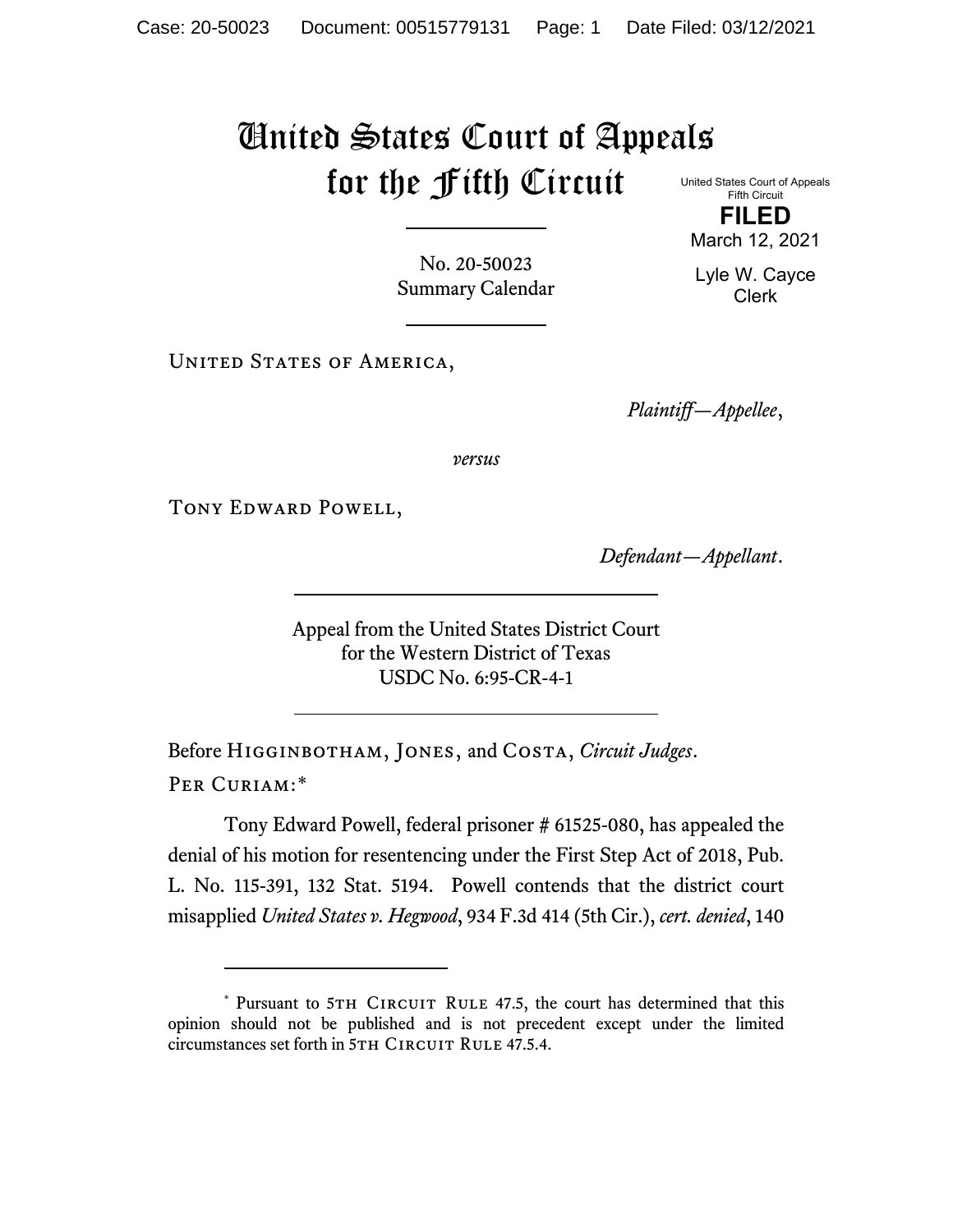# United States Court of Appeals for the Fifth Circuit

United States Court of Appeals
Fifth Circuit

**FILED**

March 12, 2021

Lyle W. Cayce
Clerk

No. 20-50023
Summary Calendar

---

United States of America,

*Plaintiff—Appellee*,

*versus*

Tony Edward Powell,

*Defendant—Appellant*.

---

Appeal from the United States District Court
for the Western District of Texas
USDC No. 6:95-CR-4-1

---

Before Higginbotham, Jones, and Costa, *Circuit Judges*.

Per Curiam:*

Tony Edward Powell, federal prisoner # 61525-080, has appealed the denial of his motion for resentencing under the First Step Act of 2018, Pub. L. No. 115-391, 132 Stat. 5194. Powell contends that the district court misapplied *United States v. Hegwood*, 934 F.3d 414 (5th Cir.), *cert. denied*, 140

---

* Pursuant to 5th Circuit Rule 47.5, the court has determined that this opinion should not be published and is not precedent except under the limited circumstances set forth in 5th Circuit Rule 47.5.4.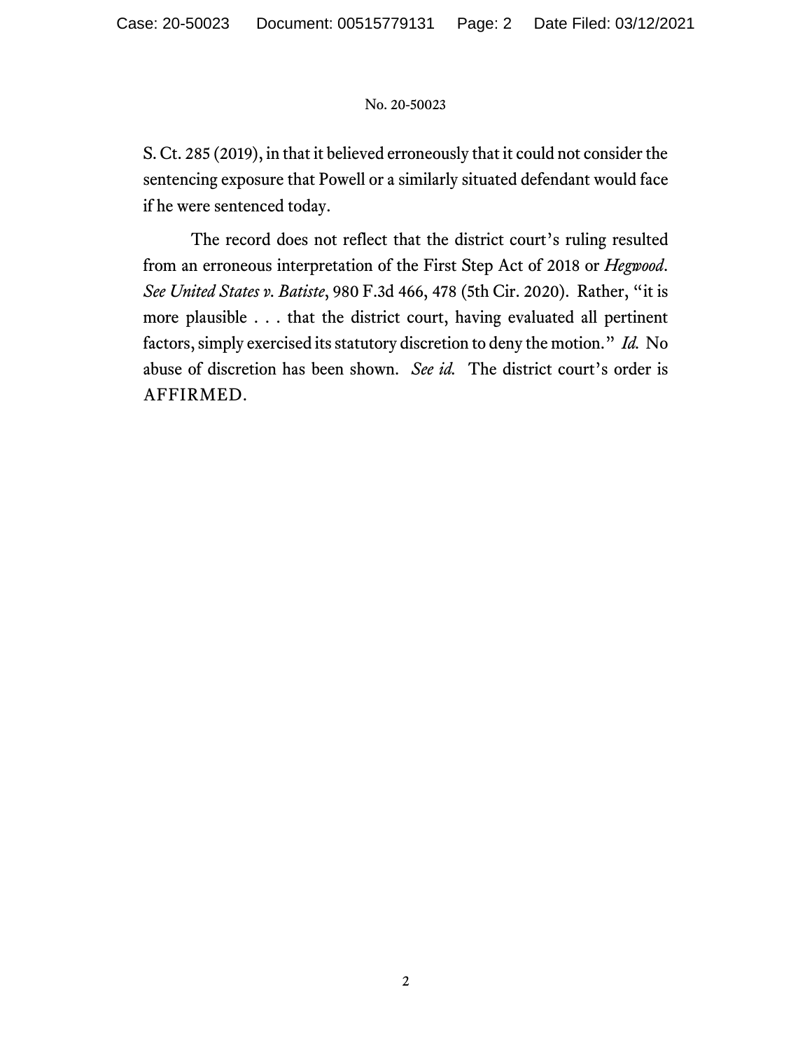S. Ct. 285 (2019), in that it believed erroneously that it could not consider the sentencing exposure that Powell or a similarly situated defendant would face if he were sentenced today.

The record does not reflect that the district court's ruling resulted from an erroneous interpretation of the First Step Act of 2018 or *Hegwood*. *See United States v. Batiste*, 980 F.3d 466, 478 (5th Cir. 2020). Rather, "it is more plausible . . . that the district court, having evaluated all pertinent factors, simply exercised its statutory discretion to deny the motion." *Id.* No abuse of discretion has been shown. *See id.* The district court's order is AFFIRMED.